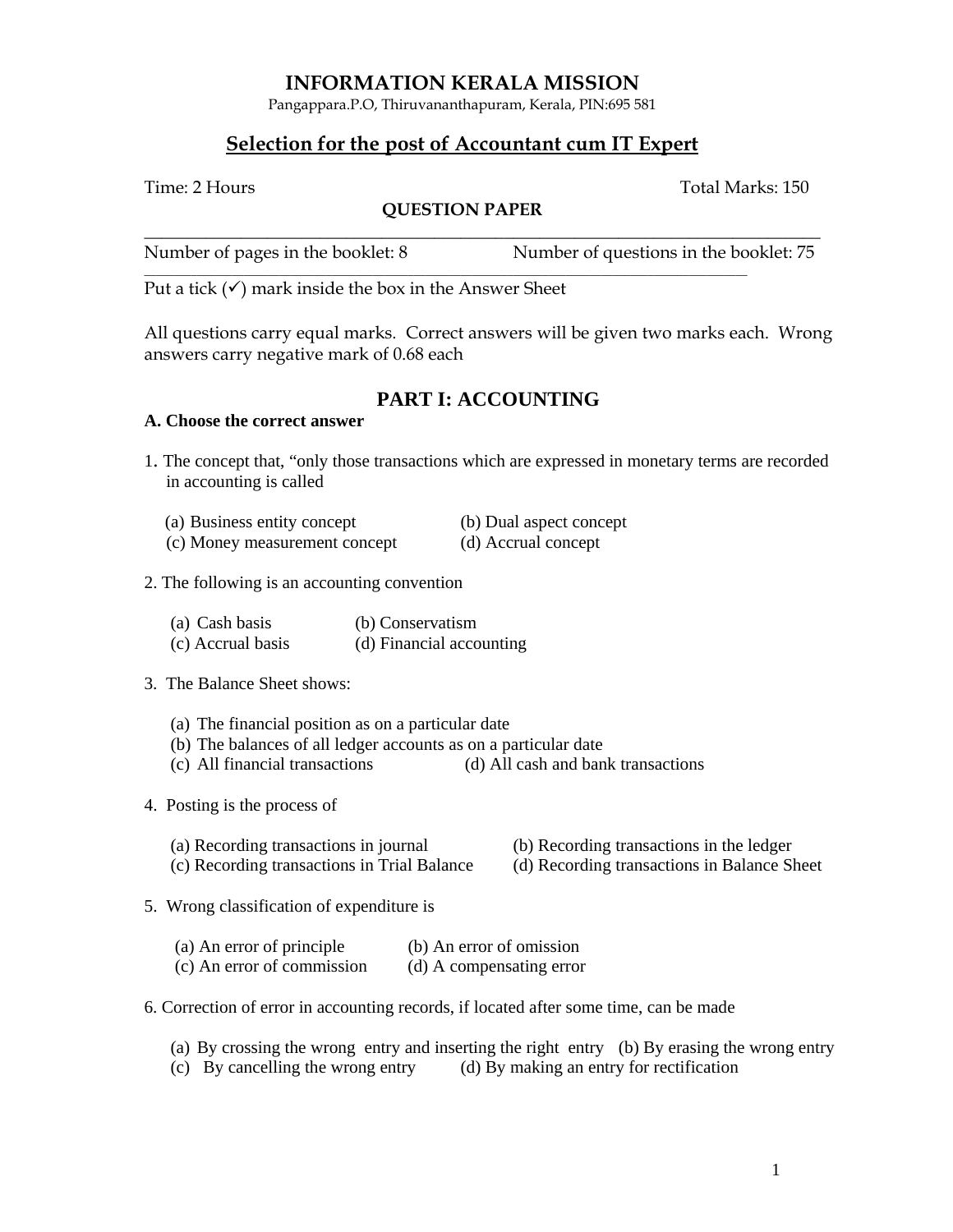# INFORMATION KERALA MISSION

Pangappara.P.O, Thiruvananthapuram, Kerala, PIN:695 581

## Selection for the post of Accountant cum IT Expert

Time: 2 Hours    Total Marks: 150

**QUESTION PAPER**

---

Number of pages in the booklet: 8    Number of questions in the booklet: 75

---

Put a tick (✓) mark inside the box in the Answer Sheet

All questions carry equal marks. Correct answers will be given two marks each. Wrong answers carry negative mark of 0.68 each

## PART I: ACCOUNTING

**A. Choose the correct answer**

1. The concept that, "only those transactions which are expressed in monetary terms are recorded in accounting is called

   (a) Business entity concept    (b) Dual aspect concept
   (c) Money measurement concept    (d) Accrual concept

2. The following is an accounting convention

   (a) Cash basis    (b) Conservatism
   (c) Accrual basis    (d) Financial accounting

3. The Balance Sheet shows:

   (a) The financial position as on a particular date
   (b) The balances of all ledger accounts as on a particular date
   (c) All financial transactions    (d) All cash and bank transactions

4. Posting is the process of

   (a) Recording transactions in journal    (b) Recording transactions in the ledger
   (c) Recording transactions in Trial Balance    (d) Recording transactions in Balance Sheet

5. Wrong classification of expenditure is

   (a) An error of principle    (b) An error of omission
   (c) An error of commission    (d) A compensating error

6. Correction of error in accounting records, if located after some time, can be made

   (a) By crossing the wrong entry and inserting the right entry    (b) By erasing the wrong entry
   (c) By cancelling the wrong entry    (d) By making an entry for rectification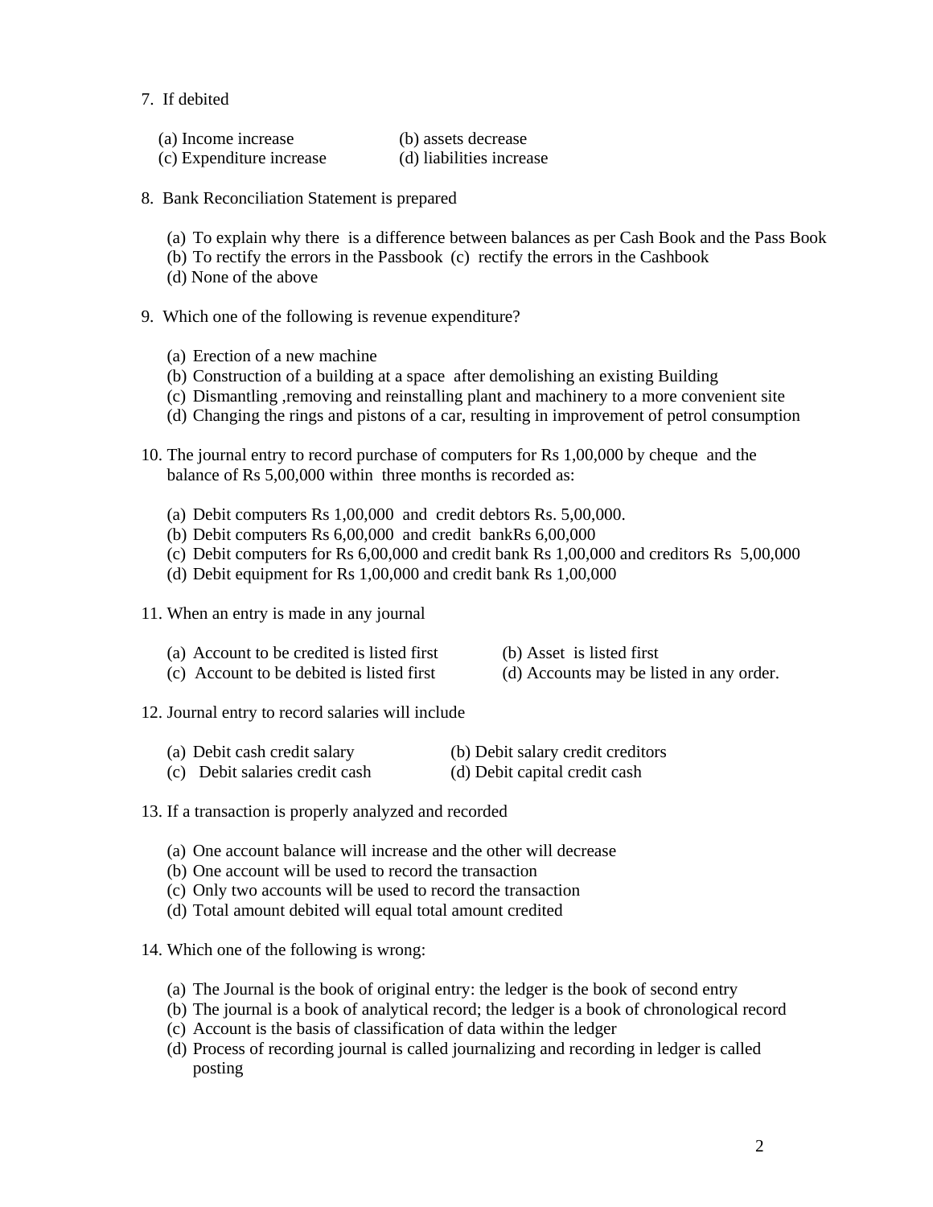7. If debited

   (a) Income increase (b) assets decrease
   (c) Expenditure increase (d) liabilities increase

8. Bank Reconciliation Statement is prepared

   (a) To explain why there is a difference between balances as per Cash Book and the Pass Book
   (b) To rectify the errors in the Passbook (c) rectify the errors in the Cashbook
   (d) None of the above

9. Which one of the following is revenue expenditure?

   (a) Erection of a new machine
   (b) Construction of a building at a space after demolishing an existing Building
   (c) Dismantling ,removing and reinstalling plant and machinery to a more convenient site
   (d) Changing the rings and pistons of a car, resulting in improvement of petrol consumption

10. The journal entry to record purchase of computers for Rs 1,00,000 by cheque and the balance of Rs 5,00,000 within three months is recorded as:

    (a) Debit computers Rs 1,00,000 and credit debtors Rs. 5,00,000.
    (b) Debit computers Rs 6,00,000 and credit bankRs 6,00,000
    (c) Debit computers for Rs 6,00,000 and credit bank Rs 1,00,000 and creditors Rs 5,00,000
    (d) Debit equipment for Rs 1,00,000 and credit bank Rs 1,00,000

11. When an entry is made in any journal

    (a) Account to be credited is listed first (b) Asset is listed first
    (c) Account to be debited is listed first (d) Accounts may be listed in any order.

12. Journal entry to record salaries will include

    (a) Debit cash credit salary (b) Debit salary credit creditors
    (c) Debit salaries credit cash (d) Debit capital credit cash

13. If a transaction is properly analyzed and recorded

    (a) One account balance will increase and the other will decrease
    (b) One account will be used to record the transaction
    (c) Only two accounts will be used to record the transaction
    (d) Total amount debited will equal total amount credited

14. Which one of the following is wrong:

    (a) The Journal is the book of original entry: the ledger is the book of second entry
    (b) The journal is a book of analytical record; the ledger is a book of chronological record
    (c) Account is the basis of classification of data within the ledger
    (d) Process of recording journal is called journalizing and recording in ledger is called posting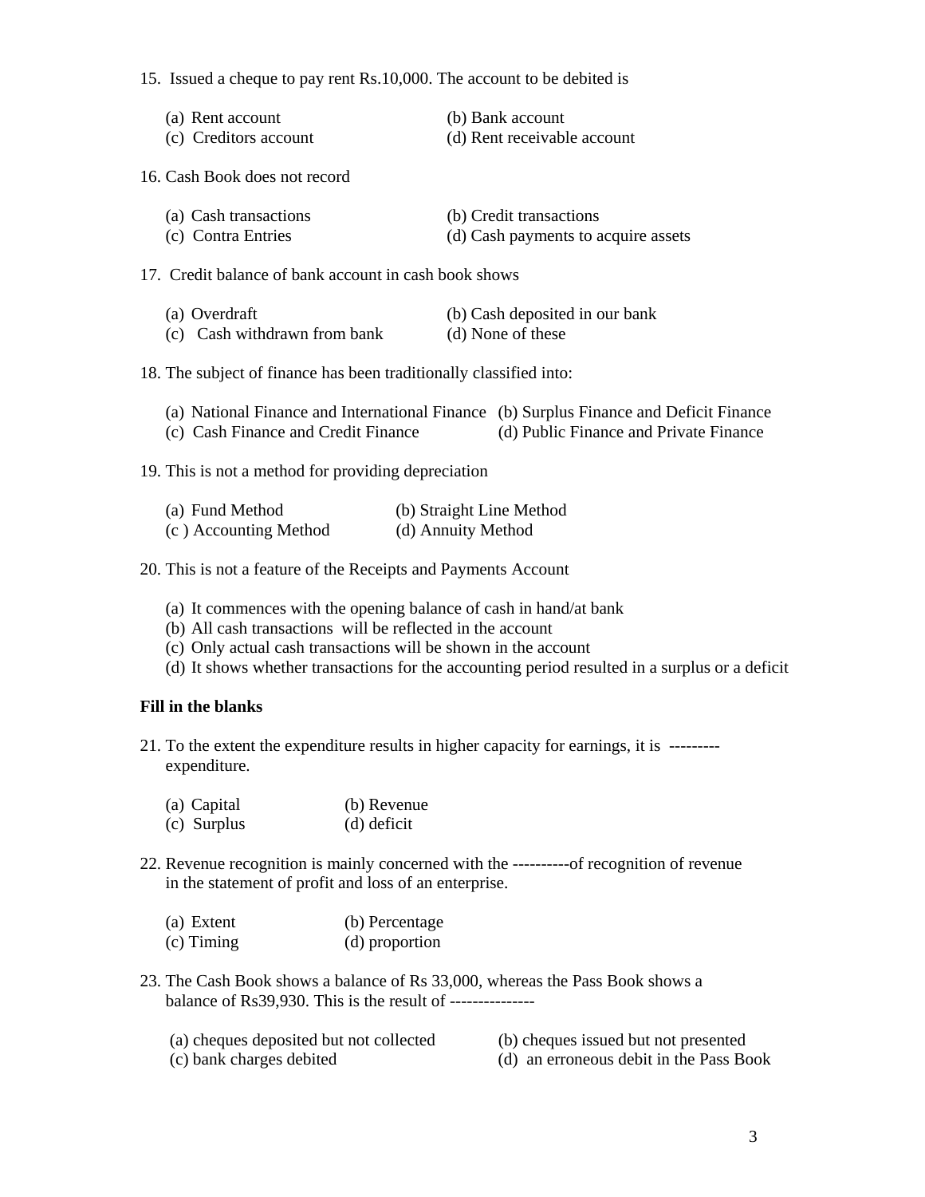15. Issued a cheque to pay rent Rs.10,000. The account to be debited is

(a) Rent account
(b) Bank account
(c) Creditors account
(d) Rent receivable account

16. Cash Book does not record

(a) Cash transactions
(b) Credit transactions
(c) Contra Entries
(d) Cash payments to acquire assets

17. Credit balance of bank account in cash book shows

(a) Overdraft
(b) Cash deposited in our bank
(c) Cash withdrawn from bank
(d) None of these

18. The subject of finance has been traditionally classified into:

(a) National Finance and International Finance
(b) Surplus Finance and Deficit Finance
(c) Cash Finance and Credit Finance
(d) Public Finance and Private Finance

19. This is not a method for providing depreciation

(a) Fund Method
(b) Straight Line Method
(c ) Accounting Method
(d) Annuity Method

20. This is not a feature of the Receipts and Payments Account

(a) It commences with the opening balance of cash in hand/at bank
(b) All cash transactions will be reflected in the account
(c) Only actual cash transactions will be shown in the account
(d) It shows whether transactions for the accounting period resulted in a surplus or a deficit

**Fill in the blanks**

21. To the extent the expenditure results in higher capacity for earnings, it is --------- expenditure.

(a) Capital
(b) Revenue
(c) Surplus
(d) deficit

22. Revenue recognition is mainly concerned with the ----------of recognition of revenue in the statement of profit and loss of an enterprise.

(a) Extent
(b) Percentage
(c) Timing
(d) proportion

23. The Cash Book shows a balance of Rs 33,000, whereas the Pass Book shows a balance of Rs39,930. This is the result of ---------------

(a) cheques deposited but not collected
(b) cheques issued but not presented
(c) bank charges debited
(d) an erroneous debit in the Pass Book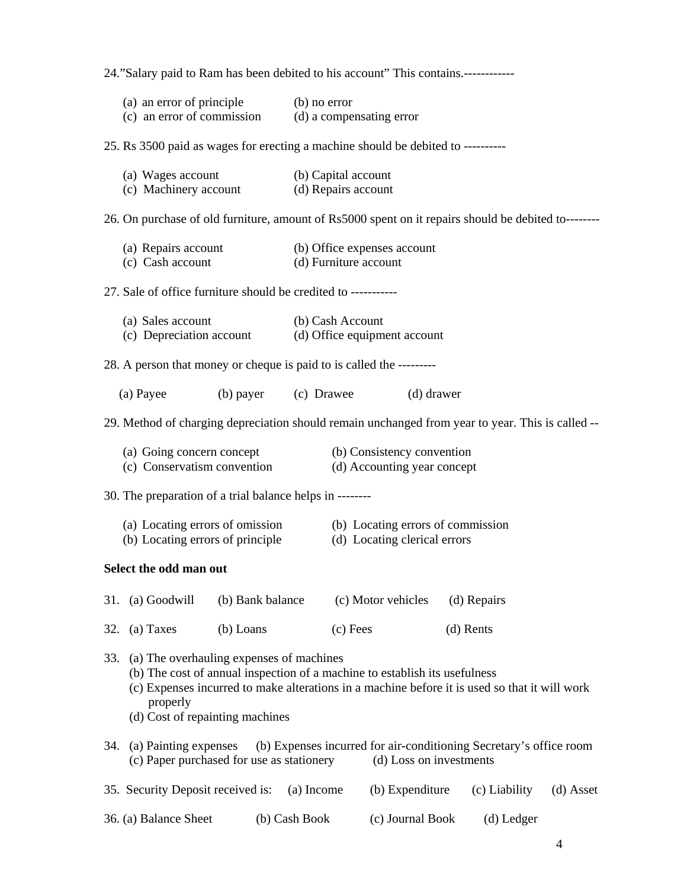24.”Salary paid to Ram has been debited to his account” This contains.------------

(a) an error of principle (b) no error
(c) an error of commission (d) a compensating error

25. Rs 3500 paid as wages for erecting a machine should be debited to ----------

(a) Wages account (b) Capital account
(c) Machinery account (d) Repairs account

26. On purchase of old furniture, amount of Rs5000 spent on it repairs should be debited to--------

(a) Repairs account (b) Office expenses account
(c) Cash account (d) Furniture account

27. Sale of office furniture should be credited to -----------

(a) Sales account (b) Cash Account
(c) Depreciation account (d) Office equipment account

28. A person that money or cheque is paid to is called the ---------

(a) Payee (b) payer (c) Drawee (d) drawer

29. Method of charging depreciation should remain unchanged from year to year. This is called --

(a) Going concern concept (b) Consistency convention
(c) Conservatism convention (d) Accounting year concept

30. The preparation of a trial balance helps in --------

(a) Locating errors of omission (b) Locating errors of commission
(b) Locating errors of principle (d) Locating clerical errors

**Select the odd man out**

31. (a) Goodwill (b) Bank balance (c) Motor vehicles (d) Repairs

32. (a) Taxes (b) Loans (c) Fees (d) Rents

33. (a) The overhauling expenses of machines
(b) The cost of annual inspection of a machine to establish its usefulness
(c) Expenses incurred to make alterations in a machine before it is used so that it will work properly
(d) Cost of repainting machines

34. (a) Painting expenses (b) Expenses incurred for air-conditioning Secretary’s office room
(c) Paper purchased for use as stationery (d) Loss on investments

35. Security Deposit received is: (a) Income (b) Expenditure (c) Liability (d) Asset

36. (a) Balance Sheet (b) Cash Book (c) Journal Book (d) Ledger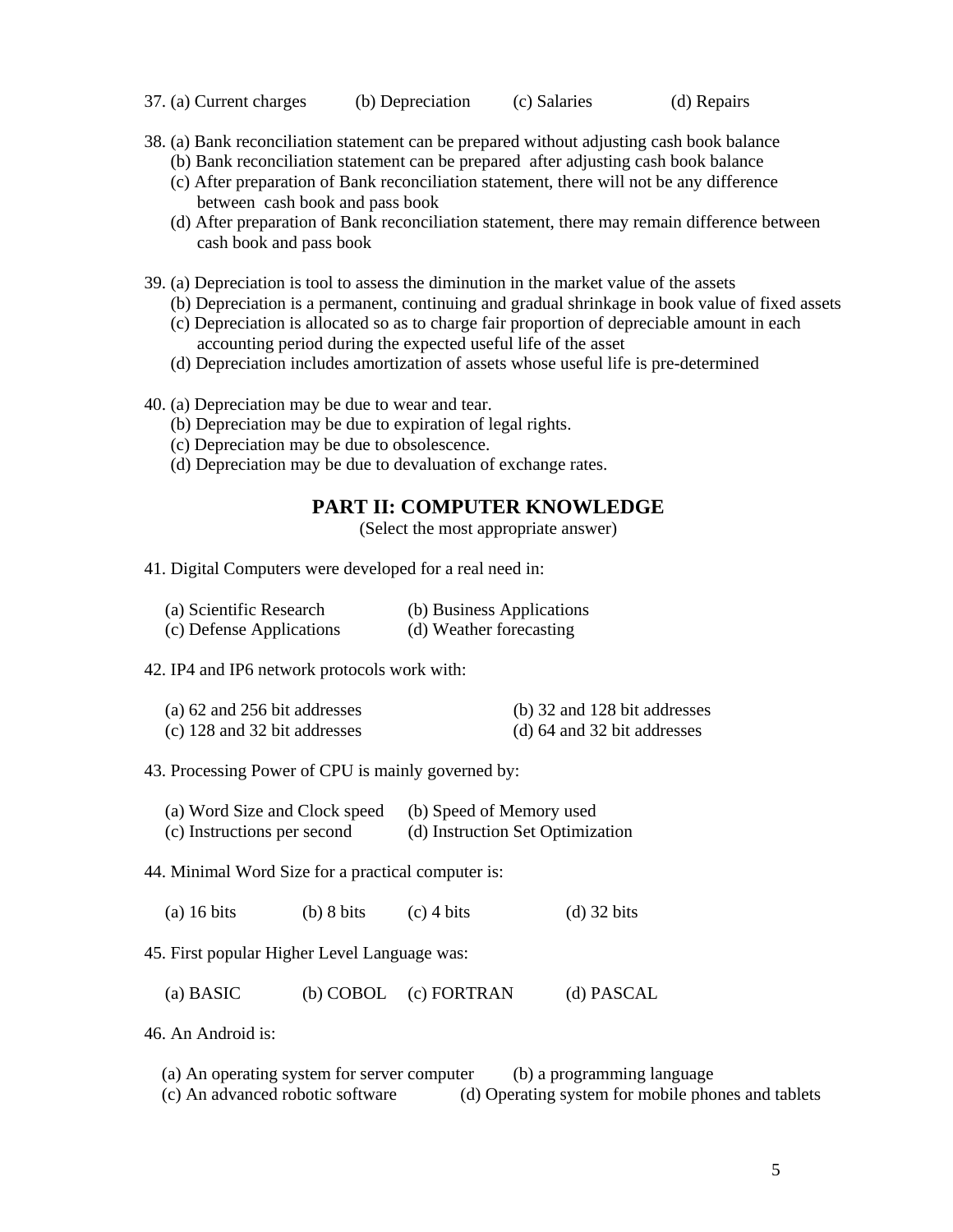37. (a) Current charges (b) Depreciation (c) Salaries (d) Repairs

38. (a) Bank reconciliation statement can be prepared without adjusting cash book balance
    (b) Bank reconciliation statement can be prepared after adjusting cash book balance
    (c) After preparation of Bank reconciliation statement, there will not be any difference between cash book and pass book
    (d) After preparation of Bank reconciliation statement, there may remain difference between cash book and pass book

39. (a) Depreciation is tool to assess the diminution in the market value of the assets
    (b) Depreciation is a permanent, continuing and gradual shrinkage in book value of fixed assets
    (c) Depreciation is allocated so as to charge fair proportion of depreciable amount in each accounting period during the expected useful life of the asset
    (d) Depreciation includes amortization of assets whose useful life is pre-determined

40. (a) Depreciation may be due to wear and tear.
    (b) Depreciation may be due to expiration of legal rights.
    (c) Depreciation may be due to obsolescence.
    (d) Depreciation may be due to devaluation of exchange rates.

## PART II: COMPUTER KNOWLEDGE

(Select the most appropriate answer)

41. Digital Computers were developed for a real need in:

    (a) Scientific Research (b) Business Applications
    (c) Defense Applications (d) Weather forecasting

42. IP4 and IP6 network protocols work with:

    (a) 62 and 256 bit addresses (b) 32 and 128 bit addresses
    (c) 128 and 32 bit addresses (d) 64 and 32 bit addresses

43. Processing Power of CPU is mainly governed by:

    (a) Word Size and Clock speed (b) Speed of Memory used
    (c) Instructions per second (d) Instruction Set Optimization

44. Minimal Word Size for a practical computer is:

    (a) 16 bits (b) 8 bits (c) 4 bits (d) 32 bits

45. First popular Higher Level Language was:

    (a) BASIC (b) COBOL (c) FORTRAN (d) PASCAL

46. An Android is:

    (a) An operating system for server computer (b) a programming language
    (c) An advanced robotic software (d) Operating system for mobile phones and tablets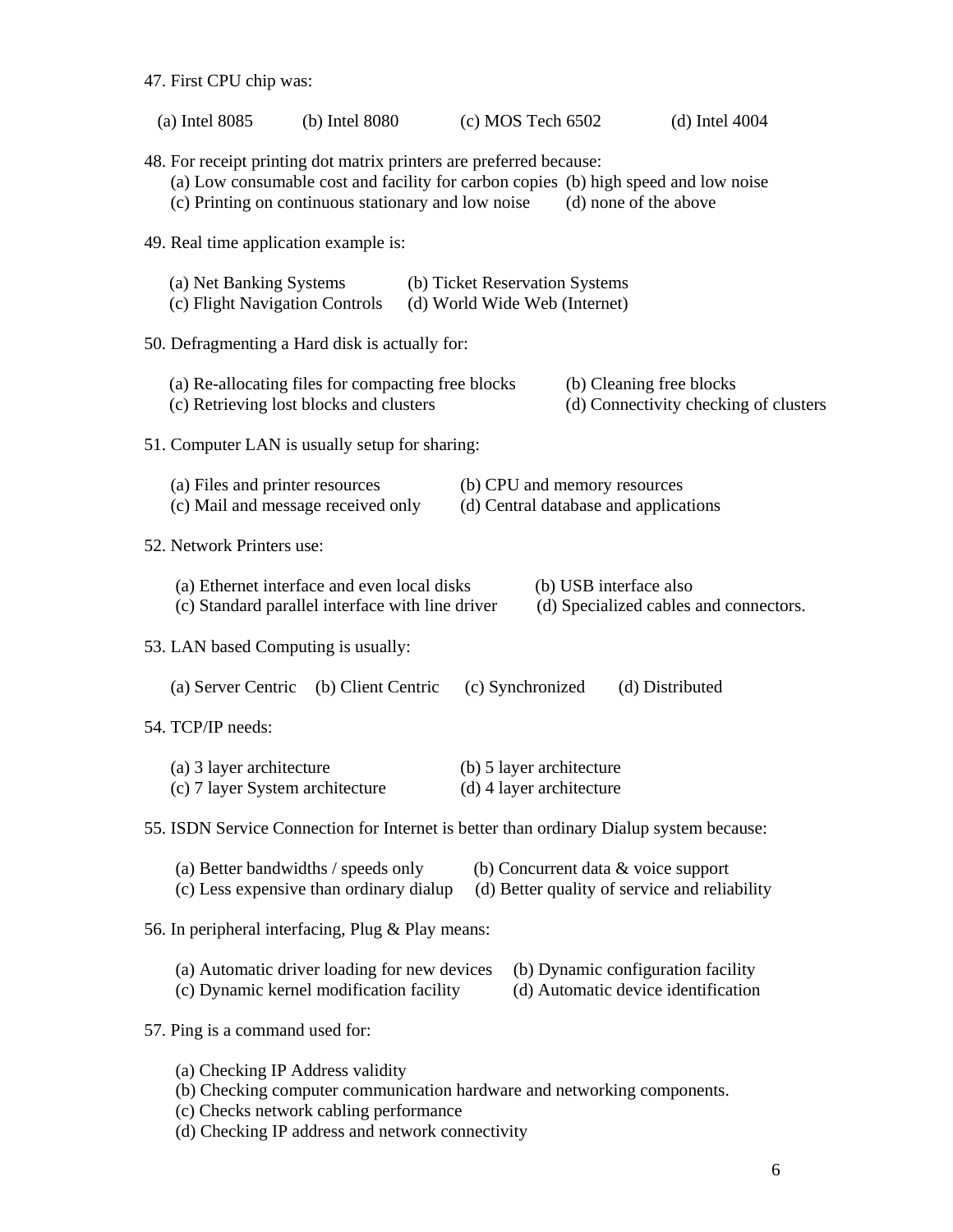47. First CPU chip was:

(a) Intel 8085 (b) Intel 8080 (c) MOS Tech 6502 (d) Intel 4004

48. For receipt printing dot matrix printers are preferred because:

(a) Low consumable cost and facility for carbon copies (b) high speed and low noise
(c) Printing on continuous stationary and low noise (d) none of the above

49. Real time application example is:

(a) Net Banking Systems (b) Ticket Reservation Systems
(c) Flight Navigation Controls (d) World Wide Web (Internet)

50. Defragmenting a Hard disk is actually for:

(a) Re-allocating files for compacting free blocks (b) Cleaning free blocks
(c) Retrieving lost blocks and clusters (d) Connectivity checking of clusters

51. Computer LAN is usually setup for sharing:

(a) Files and printer resources (b) CPU and memory resources
(c) Mail and message received only (d) Central database and applications

52. Network Printers use:

(a) Ethernet interface and even local disks (b) USB interface also
(c) Standard parallel interface with line driver (d) Specialized cables and connectors.

53. LAN based Computing is usually:

(a) Server Centric (b) Client Centric (c) Synchronized (d) Distributed

54. TCP/IP needs:

(a) 3 layer architecture (b) 5 layer architecture
(c) 7 layer System architecture (d) 4 layer architecture

55. ISDN Service Connection for Internet is better than ordinary Dialup system because:

(a) Better bandwidths / speeds only (b) Concurrent data & voice support
(c) Less expensive than ordinary dialup (d) Better quality of service and reliability

56. In peripheral interfacing, Plug & Play means:

(a) Automatic driver loading for new devices (b) Dynamic configuration facility
(c) Dynamic kernel modification facility (d) Automatic device identification

57. Ping is a command used for:

(a) Checking IP Address validity
(b) Checking computer communication hardware and networking components.
(c) Checks network cabling performance
(d) Checking IP address and network connectivity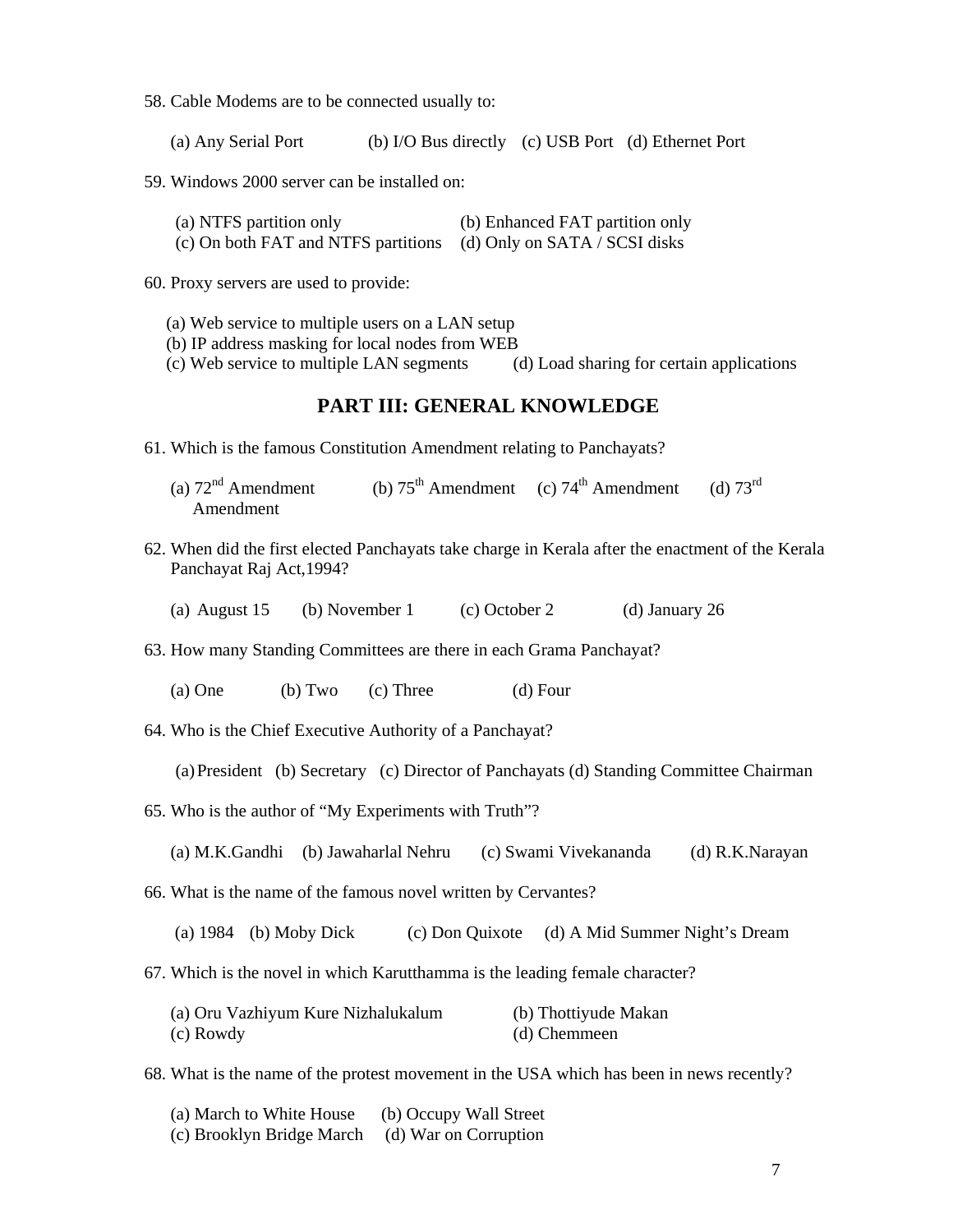58. Cable Modems are to be connected usually to:

(a) Any Serial Port (b) I/O Bus directly (c) USB Port (d) Ethernet Port

59. Windows 2000 server can be installed on:

(a) NTFS partition only (b) Enhanced FAT partition only
(c) On both FAT and NTFS partitions (d) Only on SATA / SCSI disks

60. Proxy servers are used to provide:

(a) Web service to multiple users on a LAN setup
(b) IP address masking for local nodes from WEB
(c) Web service to multiple LAN segments (d) Load sharing for certain applications

## PART III: GENERAL KNOWLEDGE

61. Which is the famous Constitution Amendment relating to Panchayats?

(a) 72nd Amendment (b) 75th Amendment (c) 74th Amendment (d) 73rd Amendment

62. When did the first elected Panchayats take charge in Kerala after the enactment of the Kerala Panchayat Raj Act,1994?

(a) August 15 (b) November 1 (c) October 2 (d) January 26

63. How many Standing Committees are there in each Grama Panchayat?

(a) One (b) Two (c) Three (d) Four

64. Who is the Chief Executive Authority of a Panchayat?

(a) President (b) Secretary (c) Director of Panchayats (d) Standing Committee Chairman

65. Who is the author of "My Experiments with Truth"?

(a) M.K.Gandhi (b) Jawaharlal Nehru (c) Swami Vivekananda (d) R.K.Narayan

66. What is the name of the famous novel written by Cervantes?

(a) 1984 (b) Moby Dick (c) Don Quixote (d) A Mid Summer Night's Dream

67. Which is the novel in which Karutthamma is the leading female character?

(a) Oru Vazhiyum Kure Nizhalukalum (b) Thottiyude Makan
(c) Rowdy (d) Chemmeen

68. What is the name of the protest movement in the USA which has been in news recently?

(a) March to White House (b) Occupy Wall Street
(c) Brooklyn Bridge March (d) War on Corruption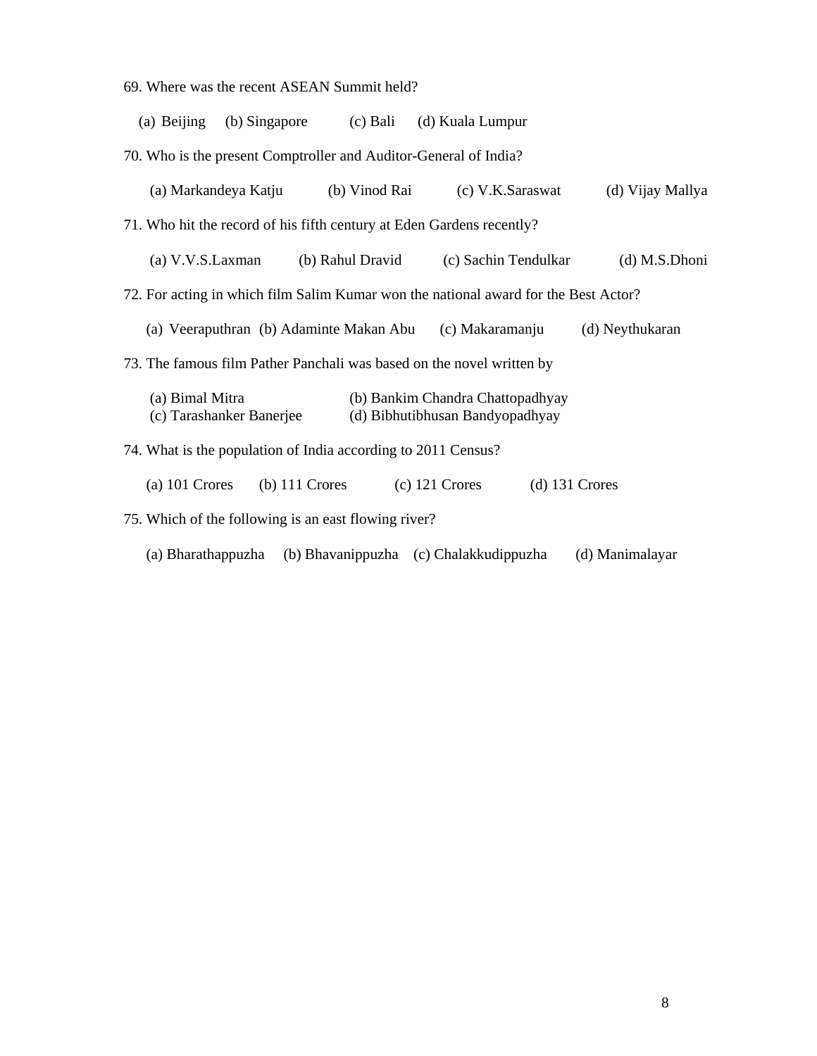69. Where was the recent ASEAN Summit held?

(a) Beijing (b) Singapore (c) Bali (d) Kuala Lumpur

70. Who is the present Comptroller and Auditor-General of India?

(a) Markandeya Katju (b) Vinod Rai (c) V.K.Saraswat (d) Vijay Mallya

71. Who hit the record of his fifth century at Eden Gardens recently?

(a) V.V.S.Laxman (b) Rahul Dravid (c) Sachin Tendulkar (d) M.S.Dhoni

72. For acting in which film Salim Kumar won the national award for the Best Actor?

(a) Veeraputhran (b) Adaminte Makan Abu (c) Makaramanju (d) Neythukaran

73. The famous film Pather Panchali was based on the novel written by

(a) Bimal Mitra (b) Bankim Chandra Chattopadhyay
(c) Tarashanker Banerjee (d) Bibhutibhusan Bandyopadhyay

74. What is the population of India according to 2011 Census?

(a) 101 Crores (b) 111 Crores (c) 121 Crores (d) 131 Crores

75. Which of the following is an east flowing river?

(a) Bharathappuzha (b) Bhavanippuzha (c) Chalakkudippuzha (d) Manimalayar